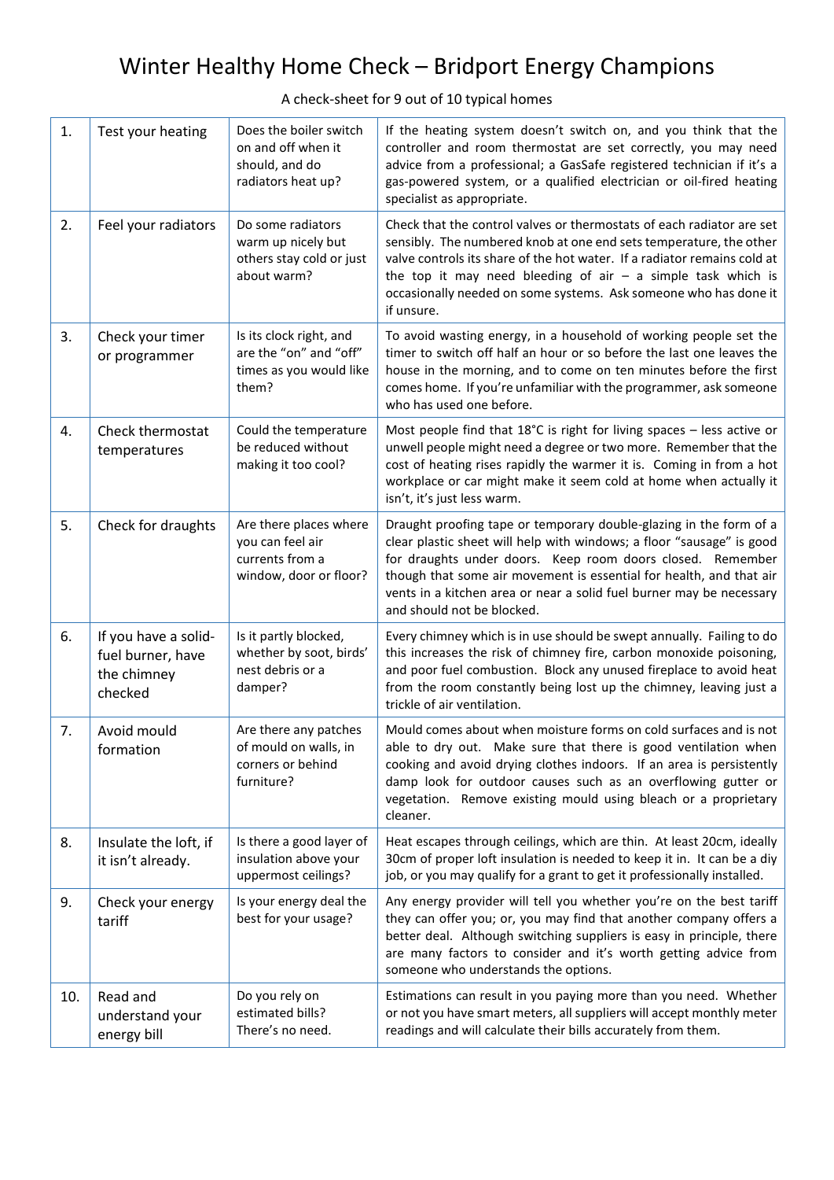# Winter Healthy Home Check – Bridport Energy Champions

A check-sheet for 9 out of 10 typical homes

| | | | |
|---|---|---|---|
| 1. | Test your heating | Does the boiler switch on and off when it should, and do radiators heat up? | If the heating system doesn't switch on, and you think that the controller and room thermostat are set correctly, you may need advice from a professional; a GasSafe registered technician if it's a gas-powered system, or a qualified electrician or oil-fired heating specialist as appropriate. |
| 2. | Feel your radiators | Do some radiators warm up nicely but others stay cold or just about warm? | Check that the control valves or thermostats of each radiator are set sensibly. The numbered knob at one end sets temperature, the other valve controls its share of the hot water. If a radiator remains cold at the top it may need bleeding of air – a simple task which is occasionally needed on some systems. Ask someone who has done it if unsure. |
| 3. | Check your timer or programmer | Is its clock right, and are the "on" and "off" times as you would like them? | To avoid wasting energy, in a household of working people set the timer to switch off half an hour or so before the last one leaves the house in the morning, and to come on ten minutes before the first comes home. If you're unfamiliar with the programmer, ask someone who has used one before. |
| 4. | Check thermostat temperatures | Could the temperature be reduced without making it too cool? | Most people find that 18°C is right for living spaces – less active or unwell people might need a degree or two more. Remember that the cost of heating rises rapidly the warmer it is. Coming in from a hot workplace or car might make it seem cold at home when actually it isn't, it's just less warm. |
| 5. | Check for draughts | Are there places where you can feel air currents from a window, door or floor? | Draught proofing tape or temporary double-glazing in the form of a clear plastic sheet will help with windows; a floor "sausage" is good for draughts under doors. Keep room doors closed. Remember though that some air movement is essential for health, and that air vents in a kitchen area or near a solid fuel burner may be necessary and should not be blocked. |
| 6. | If you have a solid-fuel burner, have the chimney checked | Is it partly blocked, whether by soot, birds' nest debris or a damper? | Every chimney which is in use should be swept annually. Failing to do this increases the risk of chimney fire, carbon monoxide poisoning, and poor fuel combustion. Block any unused fireplace to avoid heat from the room constantly being lost up the chimney, leaving just a trickle of air ventilation. |
| 7. | Avoid mould formation | Are there any patches of mould on walls, in corners or behind furniture? | Mould comes about when moisture forms on cold surfaces and is not able to dry out. Make sure that there is good ventilation when cooking and avoid drying clothes indoors. If an area is persistently damp look for outdoor causes such as an overflowing gutter or vegetation. Remove existing mould using bleach or a proprietary cleaner. |
| 8. | Insulate the loft, if it isn't already. | Is there a good layer of insulation above your uppermost ceilings? | Heat escapes through ceilings, which are thin. At least 20cm, ideally 30cm of proper loft insulation is needed to keep it in. It can be a diy job, or you may qualify for a grant to get it professionally installed. |
| 9. | Check your energy tariff | Is your energy deal the best for your usage? | Any energy provider will tell you whether you're on the best tariff they can offer you; or, you may find that another company offers a better deal. Although switching suppliers is easy in principle, there are many factors to consider and it's worth getting advice from someone who understands the options. |
| 10. | Read and understand your energy bill | Do you rely on estimated bills? There's no need. | Estimations can result in you paying more than you need. Whether or not you have smart meters, all suppliers will accept monthly meter readings and will calculate their bills accurately from them. |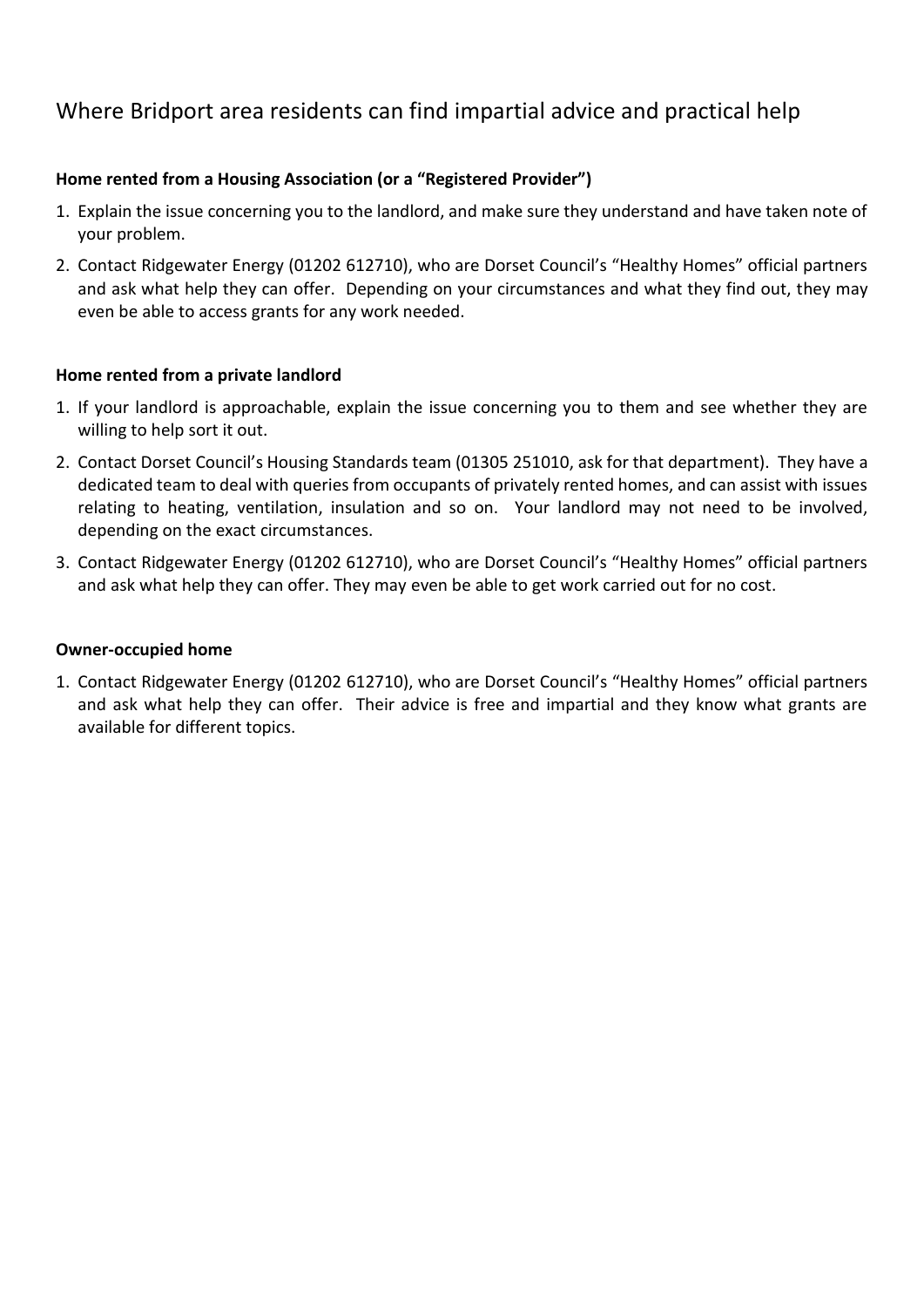## Where Bridport area residents can find impartial advice and practical help

**Home rented from a Housing Association (or a "Registered Provider")**

1. Explain the issue concerning you to the landlord, and make sure they understand and have taken note of your problem.
2. Contact Ridgewater Energy (01202 612710), who are Dorset Council's "Healthy Homes" official partners and ask what help they can offer. Depending on your circumstances and what they find out, they may even be able to access grants for any work needed.

**Home rented from a private landlord**

1. If your landlord is approachable, explain the issue concerning you to them and see whether they are willing to help sort it out.
2. Contact Dorset Council's Housing Standards team (01305 251010, ask for that department). They have a dedicated team to deal with queries from occupants of privately rented homes, and can assist with issues relating to heating, ventilation, insulation and so on. Your landlord may not need to be involved, depending on the exact circumstances.
3. Contact Ridgewater Energy (01202 612710), who are Dorset Council's "Healthy Homes" official partners and ask what help they can offer. They may even be able to get work carried out for no cost.

**Owner-occupied home**

1. Contact Ridgewater Energy (01202 612710), who are Dorset Council's "Healthy Homes" official partners and ask what help they can offer. Their advice is free and impartial and they know what grants are available for different topics.